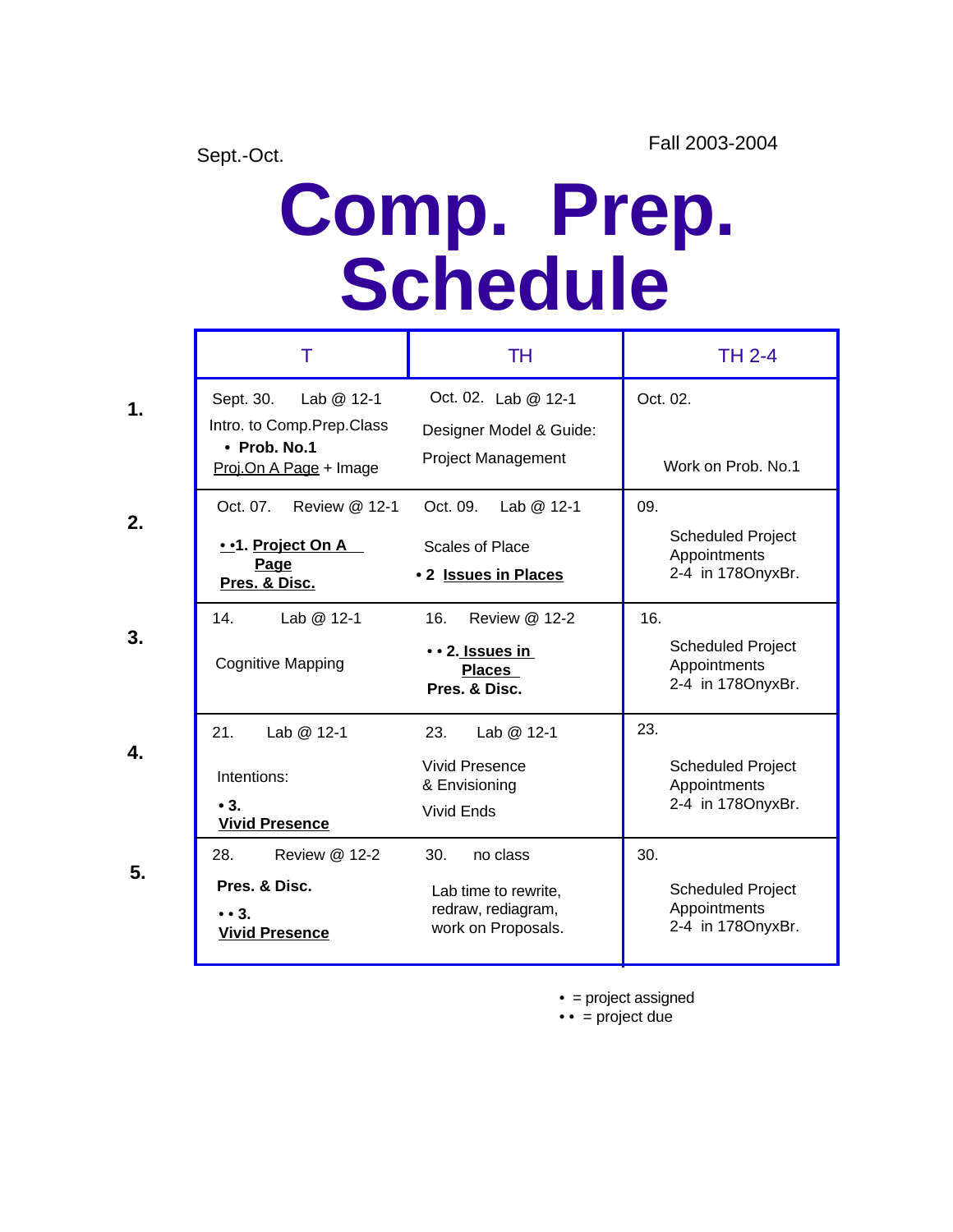Sept.-Oct.

Fall 2003-2004

# Comp. Prep. Schedule

| | T | TH | TH 2-4 |
|---|---|---|---|
| **1.** | Sept. 30. Lab @ 12-1<br>Intro. to Comp.Prep.Class<br>• **Prob. No.1**<br>Proj.On A Page + Image | Oct. 02. Lab @ 12-1<br>Designer Model & Guide:<br>Project Management | Oct. 02.<br>Work on Prob. No.1 |
| **2.** | Oct. 07. Review @ 12-1<br>• •**1. Project On A Page**<br>**Pres. & Disc.** | Oct. 09. Lab @ 12-1<br>Scales of Place<br>• **2 Issues in Places** | 09.<br>Scheduled Project Appointments 2-4 in 178OnyxBr. |
| **3.** | 14. Lab @ 12-1<br>Cognitive Mapping | 16. Review @ 12-2<br>• • **2. Issues in Places**<br>**Pres. & Disc.** | 16.<br>Scheduled Project Appointments 2-4 in 178OnyxBr. |
| **4.** | 21. Lab @ 12-1<br>Intentions:<br>• **3. Vivid Presence** | 23. Lab @ 12-1<br>Vivid Presence & Envisioning<br>Vivid Ends | 23.<br>Scheduled Project Appointments 2-4 in 178OnyxBr. |
| **5.** | 28. Review @ 12-2<br>**Pres. & Disc.**<br>• • **3. Vivid Presence** | 30. no class<br>Lab time to rewrite, redraw, rediagram, work on Proposals. | 30.<br>Scheduled Project Appointments 2-4 in 178OnyxBr. |

• = project assigned
• • = project due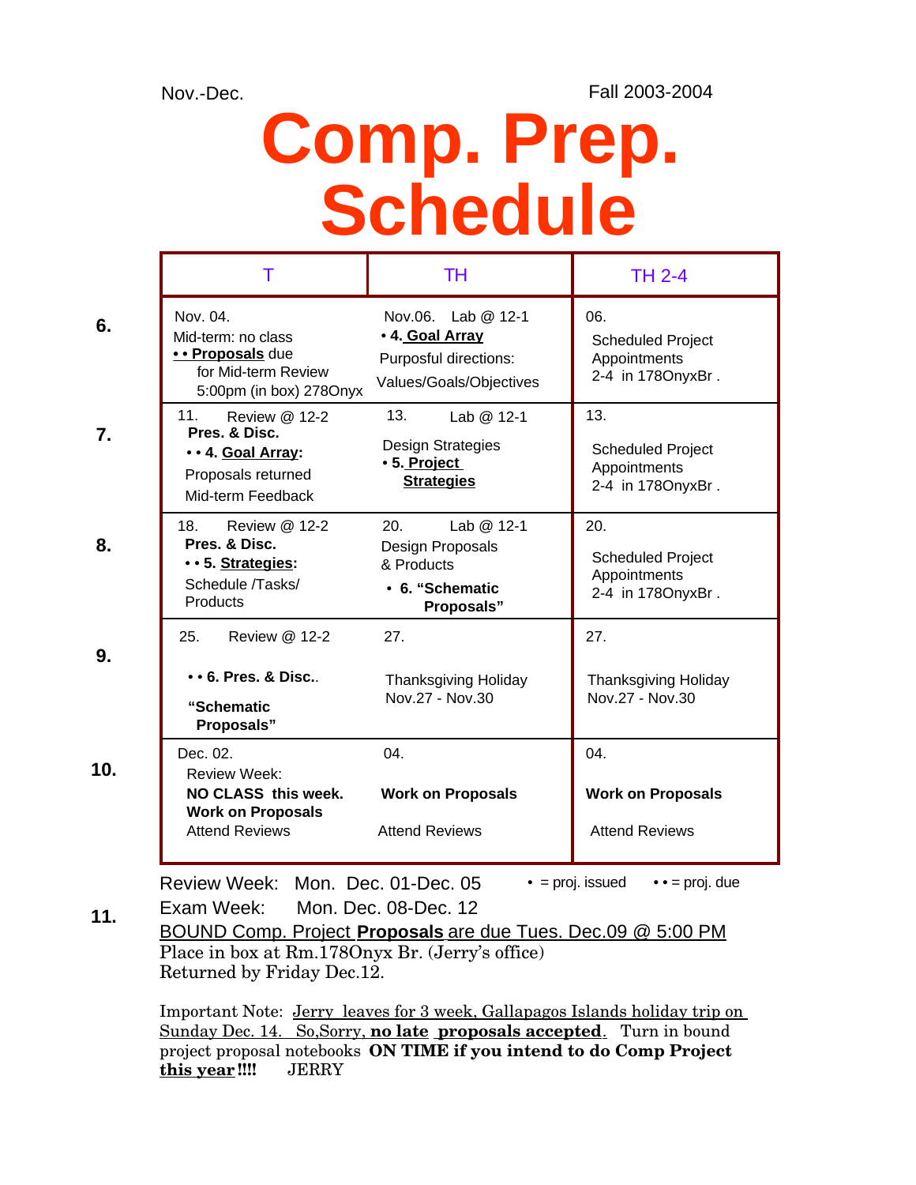Nov.-Dec. Fall 2003-2004

# Comp. Prep. Schedule

| | T | TH | TH 2-4 |
|---|---|---|---|
| **6.** | Nov. 04. Mid-term: no class **• • <u>Proposals</u>** due for Mid-term Review 5:00pm (in box) 278Onyx | Nov.06. Lab @ 12-1 **• 4. <u>Goal Array</u>** Purposful directions: Values/Goals/Objectives | 06. Scheduled Project Appointments 2-4 in 178OnyxBr . |
| **7.** | 11. Review @ 12-2 **Pres. & Disc.** **• • 4. <u>Goal Array</u>:** Proposals returned Mid-term Feedback | 13. Lab @ 12-1 Design Strategies **• 5. <u>Project Strategies</u>** | 13. Scheduled Project Appointments 2-4 in 178OnyxBr . |
| **8.** | 18. Review @ 12-2 **Pres. & Disc.** **• • 5. <u>Strategies</u>:** Schedule /Tasks/ Products | 20. Lab @ 12-1 Design Proposals & Products **• 6. "Schematic Proposals"** | 20. Scheduled Project Appointments 2-4 in 178OnyxBr . |
| **9.** | 25. Review @ 12-2 **• • 6. Pres. & Disc.**. **"Schematic Proposals"** | 27. Thanksgiving Holiday Nov.27 - Nov.30 | 27. Thanksgiving Holiday Nov.27 - Nov.30 |
| **10.** | Dec. 02. Review Week: **NO CLASS this week. Work on Proposals** Attend Reviews | 04. **Work on Proposals** Attend Reviews | 04. **Work on Proposals** Attend Reviews |

Review Week: Mon. Dec. 01-Dec. 05 • = proj. issued • • = proj. due

**11.** Exam Week: Mon. Dec. 08-Dec. 12

<u>BOUND Comp. Project **Proposals** are due Tues. Dec.09 @ 5:00 PM</u>
Place in box at Rm.178Onyx Br. (Jerry's office)
Returned by Friday Dec.12.

Important Note: <u>Jerry leaves for 3 week, Gallapagos Islands holiday trip on Sunday Dec. 14. So,Sorry, **no late proposals accepted**.</u> Turn in bound project proposal notebooks **ON TIME if you intend to do Comp Project <u>this year</u>!!!!** JERRY